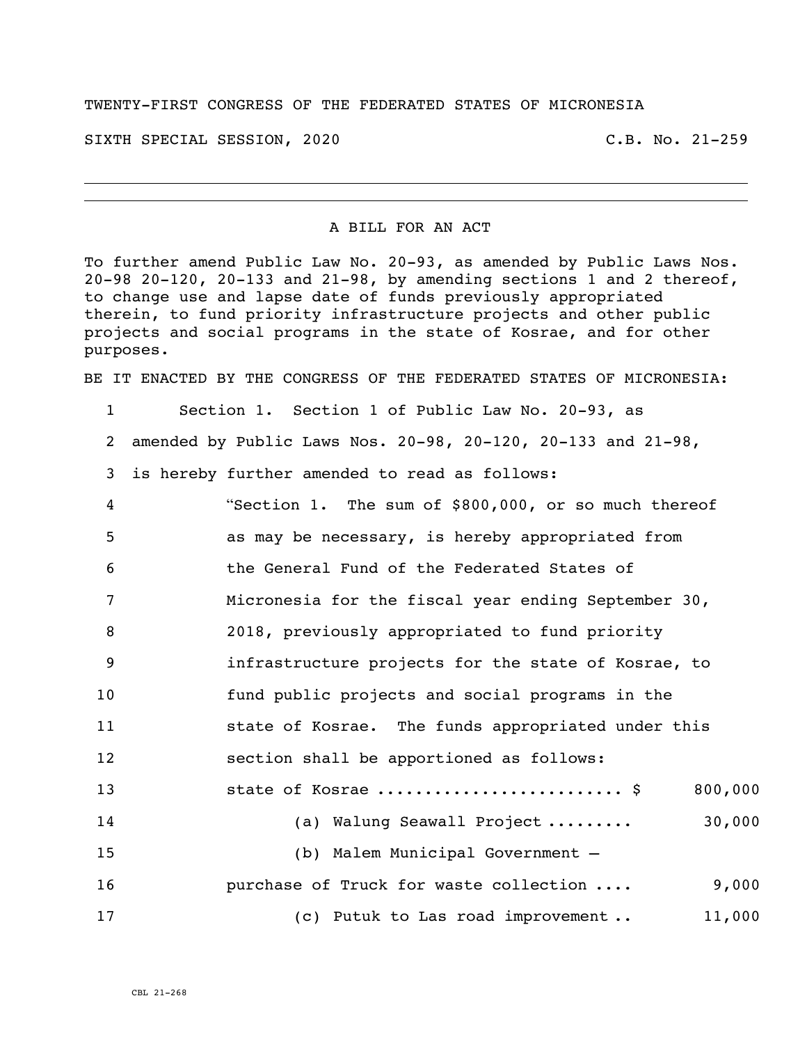TWENTY-FIRST CONGRESS OF THE FEDERATED STATES OF MICRONESIA

SIXTH SPECIAL SESSION, 2020 C.B. No. 21-259

A BILL FOR AN ACT

To further amend Public Law No. 20-93, as amended by Public Laws Nos. 20-98 20-120, 20-133 and 21-98, by amending sections 1 and 2 thereof, to change use and lapse date of funds previously appropriated therein, to fund priority infrastructure projects and other public projects and social programs in the state of Kosrae, and for other purposes.

BE IT ENACTED BY THE CONGRESS OF THE FEDERATED STATES OF MICRONESIA:

1 Section 1. Section 1 of Public Law No. 20-93, as
2 amended by Public Laws Nos. 20-98, 20-120, 20-133 and 21-98,
3 is hereby further amended to read as follows:
4 "Section 1. The sum of $800,000, or so much thereof
5 as may be necessary, is hereby appropriated from
6 the General Fund of the Federated States of
7 Micronesia for the fiscal year ending September 30,
8 2018, previously appropriated to fund priority
9 infrastructure projects for the state of Kosrae, to
10 fund public projects and social programs in the
11 state of Kosrae. The funds appropriated under this
12 section shall be apportioned as follows:
13 state of Kosrae ........................ $ 800,000
14 (a) Walung Seawall Project ......... 30,000
15 (b) Malem Municipal Government –
16 purchase of Truck for waste collection .... 9,000
17 (c) Putuk to Las road improvement .. 11,000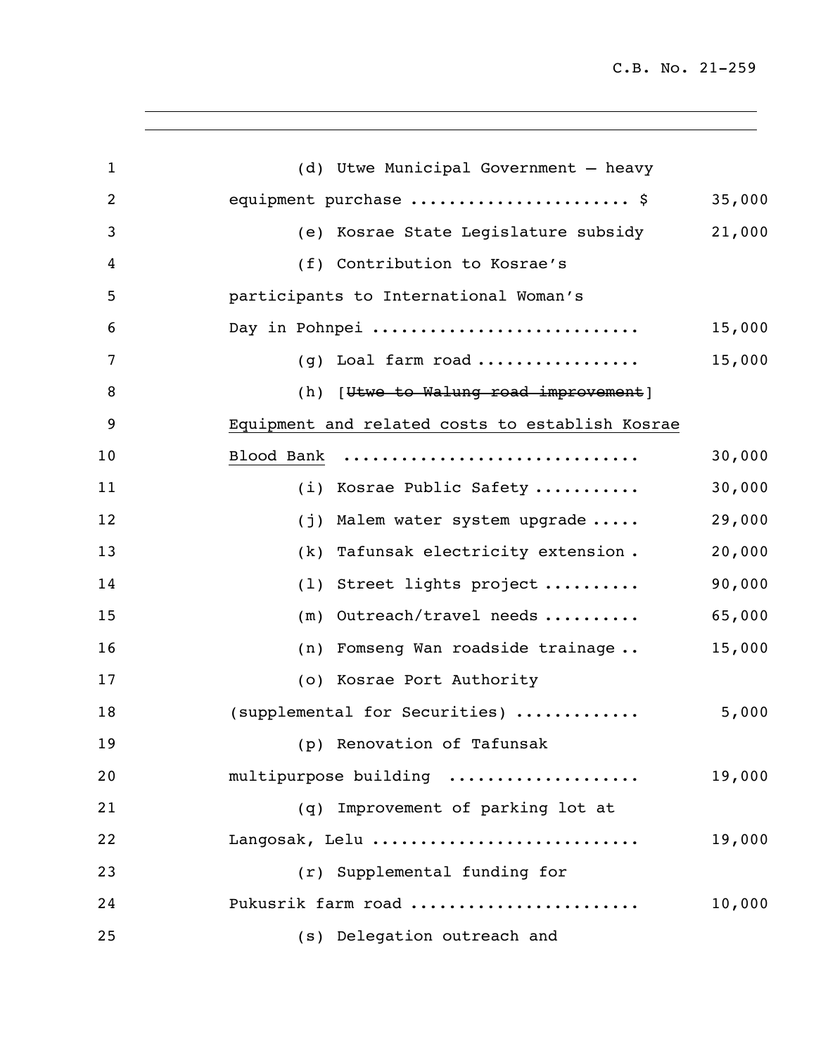(d) Utwe Municipal Government – heavy equipment purchase ...................... $ 35,000

(e) Kosrae State Legislature subsidy 21,000

(f) Contribution to Kosrae's participants to International Woman's Day in Pohnpei ........................... 15,000

(g) Loal farm road ................ 15,000

(h) [~~Utwe to Walung road improvement~~] <u>Equipment and related costs to establish Kosrae Blood Bank</u> .............................. 30,000

(i) Kosrae Public Safety ........... 30,000

(j) Malem water system upgrade ..... 29,000

(k) Tafunsak electricity extension . 20,000

(l) Street lights project .......... 90,000

(m) Outreach/travel needs .......... 65,000

(n) Fomseng Wan roadside trainage .. 15,000

(o) Kosrae Port Authority (supplemental for Securities) ............ 5,000

(p) Renovation of Tafunsak multipurpose building ................... 19,000

(q) Improvement of parking lot at Langosak, Lelu ........................... 19,000

(r) Supplemental funding for Pukusrik farm road ....................... 10,000

(s) Delegation outreach and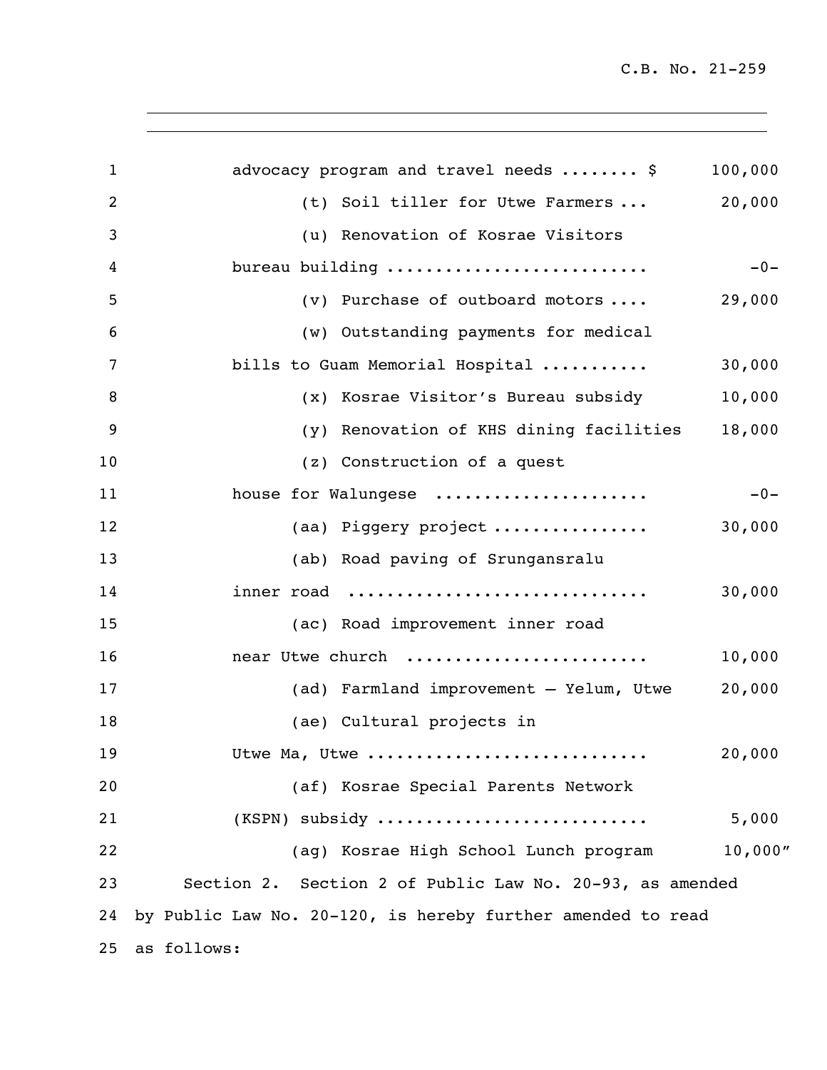advocacy program and travel needs ........ $ 100,000

(t) Soil tiller for Utwe Farmers ... 20,000

(u) Renovation of Kosrae Visitors bureau building .......................... -0-

(v) Purchase of outboard motors .... 29,000

(w) Outstanding payments for medical bills to Guam Memorial Hospital ........... 30,000

(x) Kosrae Visitor's Bureau subsidy 10,000

(y) Renovation of KHS dining facilities 18,000

(z) Construction of a quest house for Walungese ..................... -0-

(aa) Piggery project ............... 30,000

(ab) Road paving of Srungansralu inner road .............................. 30,000

(ac) Road improvement inner road near Utwe church ........................ 10,000

(ad) Farmland improvement – Yelum, Utwe 20,000

(ae) Cultural projects in Utwe Ma, Utwe ............................ 20,000

(af) Kosrae Special Parents Network (KSPN) subsidy ........................... 5,000

(ag) Kosrae High School Lunch program 10,000"

Section 2. Section 2 of Public Law No. 20-93, as amended by Public Law No. 20-120, is hereby further amended to read as follows: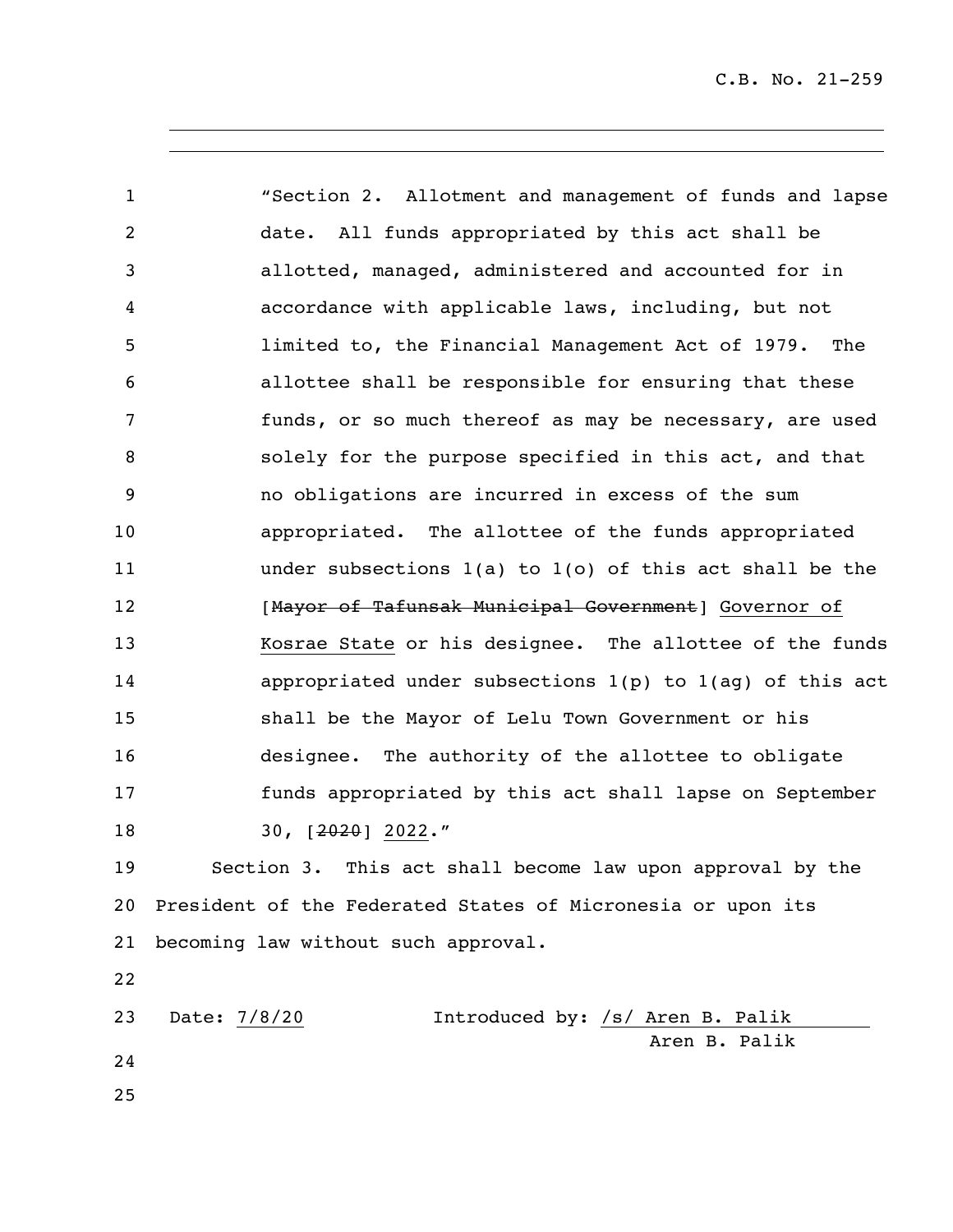"Section 2. Allotment and management of funds and lapse date. All funds appropriated by this act shall be allotted, managed, administered and accounted for in accordance with applicable laws, including, but not limited to, the Financial Management Act of 1979. The allottee shall be responsible for ensuring that these funds, or so much thereof as may be necessary, are used solely for the purpose specified in this act, and that no obligations are incurred in excess of the sum appropriated. The allottee of the funds appropriated under subsections 1(a) to 1(o) of this act shall be the [~~Mayor of Tafunsak Municipal Government~~] <u>Governor of Kosrae State</u> or his designee. The allottee of the funds appropriated under subsections 1(p) to 1(ag) of this act shall be the Mayor of Lelu Town Government or his designee. The authority of the allottee to obligate funds appropriated by this act shall lapse on September 30, [~~2020~~] <u>2022</u>."

Section 3. This act shall become law upon approval by the President of the Federated States of Micronesia or upon its becoming law without such approval.

Date: <u>7/8/20</u>

Introduced by: <u>/s/ Aren B. Palik</u>
Aren B. Palik